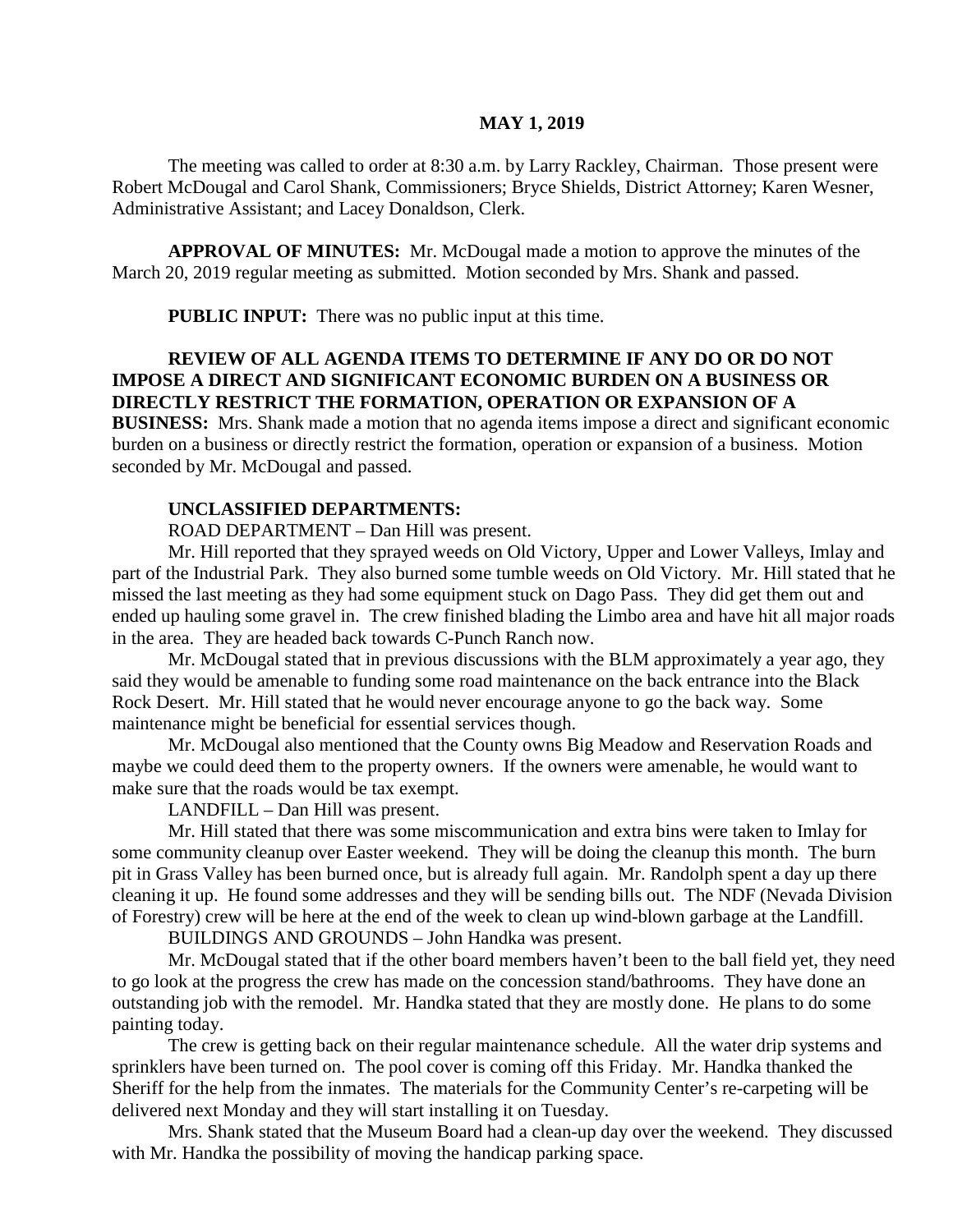# MAY 1, 2019

The meeting was called to order at 8:30 a.m. by Larry Rackley, Chairman. Those present were Robert McDougal and Carol Shank, Commissioners; Bryce Shields, District Attorney; Karen Wesner, Administrative Assistant; and Lacey Donaldson, Clerk.

**APPROVAL OF MINUTES:** Mr. McDougal made a motion to approve the minutes of the March 20, 2019 regular meeting as submitted. Motion seconded by Mrs. Shank and passed.

**PUBLIC INPUT:** There was no public input at this time.

**REVIEW OF ALL AGENDA ITEMS TO DETERMINE IF ANY DO OR DO NOT IMPOSE A DIRECT AND SIGNIFICANT ECONOMIC BURDEN ON A BUSINESS OR DIRECTLY RESTRICT THE FORMATION, OPERATION OR EXPANSION OF A BUSINESS:** Mrs. Shank made a motion that no agenda items impose a direct and significant economic burden on a business or directly restrict the formation, operation or expansion of a business. Motion seconded by Mr. McDougal and passed.

**UNCLASSIFIED DEPARTMENTS:**

ROAD DEPARTMENT – Dan Hill was present.

Mr. Hill reported that they sprayed weeds on Old Victory, Upper and Lower Valleys, Imlay and part of the Industrial Park. They also burned some tumble weeds on Old Victory. Mr. Hill stated that he missed the last meeting as they had some equipment stuck on Dago Pass. They did get them out and ended up hauling some gravel in. The crew finished blading the Limbo area and have hit all major roads in the area. They are headed back towards C-Punch Ranch now.

Mr. McDougal stated that in previous discussions with the BLM approximately a year ago, they said they would be amenable to funding some road maintenance on the back entrance into the Black Rock Desert. Mr. Hill stated that he would never encourage anyone to go the back way. Some maintenance might be beneficial for essential services though.

Mr. McDougal also mentioned that the County owns Big Meadow and Reservation Roads and maybe we could deed them to the property owners. If the owners were amenable, he would want to make sure that the roads would be tax exempt.

LANDFILL – Dan Hill was present.

Mr. Hill stated that there was some miscommunication and extra bins were taken to Imlay for some community cleanup over Easter weekend. They will be doing the cleanup this month. The burn pit in Grass Valley has been burned once, but is already full again. Mr. Randolph spent a day up there cleaning it up. He found some addresses and they will be sending bills out. The NDF (Nevada Division of Forestry) crew will be here at the end of the week to clean up wind-blown garbage at the Landfill.

BUILDINGS AND GROUNDS – John Handka was present.

Mr. McDougal stated that if the other board members haven't been to the ball field yet, they need to go look at the progress the crew has made on the concession stand/bathrooms. They have done an outstanding job with the remodel. Mr. Handka stated that they are mostly done. He plans to do some painting today.

The crew is getting back on their regular maintenance schedule. All the water drip systems and sprinklers have been turned on. The pool cover is coming off this Friday. Mr. Handka thanked the Sheriff for the help from the inmates. The materials for the Community Center's re-carpeting will be delivered next Monday and they will start installing it on Tuesday.

Mrs. Shank stated that the Museum Board had a clean-up day over the weekend. They discussed with Mr. Handka the possibility of moving the handicap parking space.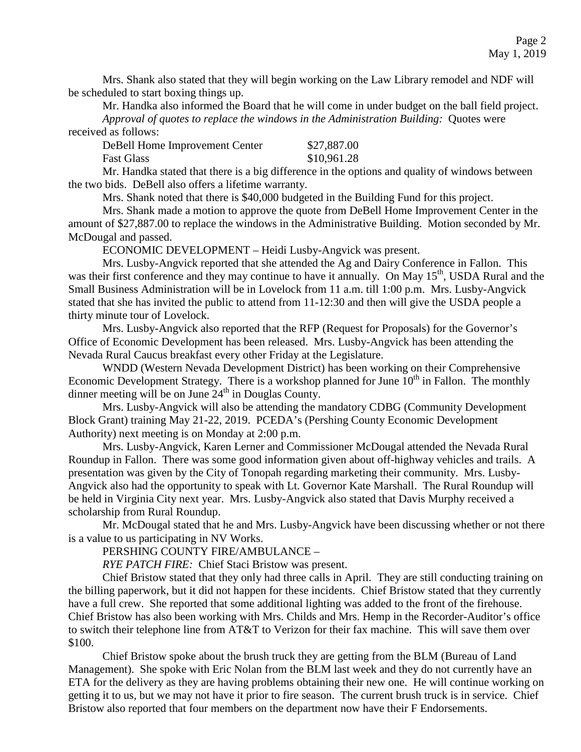Mrs. Shank also stated that they will begin working on the Law Library remodel and NDF will be scheduled to start boxing things up.

Mr. Handka also informed the Board that he will come in under budget on the ball field project.

*Approval of quotes to replace the windows in the Administration Building:* Quotes were received as follows:

| | |
|---|---|
| DeBell Home Improvement Center | \$27,887.00 |
| Fast Glass | \$10,961.28 |

Mr. Handka stated that there is a big difference in the options and quality of windows between the two bids. DeBell also offers a lifetime warranty.

Mrs. Shank noted that there is \$40,000 budgeted in the Building Fund for this project.

Mrs. Shank made a motion to approve the quote from DeBell Home Improvement Center in the amount of \$27,887.00 to replace the windows in the Administrative Building. Motion seconded by Mr. McDougal and passed.

ECONOMIC DEVELOPMENT – Heidi Lusby-Angvick was present.

Mrs. Lusby-Angvick reported that she attended the Ag and Dairy Conference in Fallon. This was their first conference and they may continue to have it annually. On May 15th, USDA Rural and the Small Business Administration will be in Lovelock from 11 a.m. till 1:00 p.m. Mrs. Lusby-Angvick stated that she has invited the public to attend from 11-12:30 and then will give the USDA people a thirty minute tour of Lovelock.

Mrs. Lusby-Angvick also reported that the RFP (Request for Proposals) for the Governor's Office of Economic Development has been released. Mrs. Lusby-Angvick has been attending the Nevada Rural Caucus breakfast every other Friday at the Legislature.

WNDD (Western Nevada Development District) has been working on their Comprehensive Economic Development Strategy. There is a workshop planned for June 10th in Fallon. The monthly dinner meeting will be on June 24th in Douglas County.

Mrs. Lusby-Angvick will also be attending the mandatory CDBG (Community Development Block Grant) training May 21-22, 2019. PCEDA's (Pershing County Economic Development Authority) next meeting is on Monday at 2:00 p.m.

Mrs. Lusby-Angvick, Karen Lerner and Commissioner McDougal attended the Nevada Rural Roundup in Fallon. There was some good information given about off-highway vehicles and trails. A presentation was given by the City of Tonopah regarding marketing their community. Mrs. Lusby-Angvick also had the opportunity to speak with Lt. Governor Kate Marshall. The Rural Roundup will be held in Virginia City next year. Mrs. Lusby-Angvick also stated that Davis Murphy received a scholarship from Rural Roundup.

Mr. McDougal stated that he and Mrs. Lusby-Angvick have been discussing whether or not there is a value to us participating in NV Works.

PERSHING COUNTY FIRE/AMBULANCE –

*RYE PATCH FIRE:* Chief Staci Bristow was present.

Chief Bristow stated that they only had three calls in April. They are still conducting training on the billing paperwork, but it did not happen for these incidents. Chief Bristow stated that they currently have a full crew. She reported that some additional lighting was added to the front of the firehouse. Chief Bristow has also been working with Mrs. Childs and Mrs. Hemp in the Recorder-Auditor's office to switch their telephone line from AT&T to Verizon for their fax machine. This will save them over \$100.

Chief Bristow spoke about the brush truck they are getting from the BLM (Bureau of Land Management). She spoke with Eric Nolan from the BLM last week and they do not currently have an ETA for the delivery as they are having problems obtaining their new one. He will continue working on getting it to us, but we may not have it prior to fire season. The current brush truck is in service. Chief Bristow also reported that four members on the department now have their F Endorsements.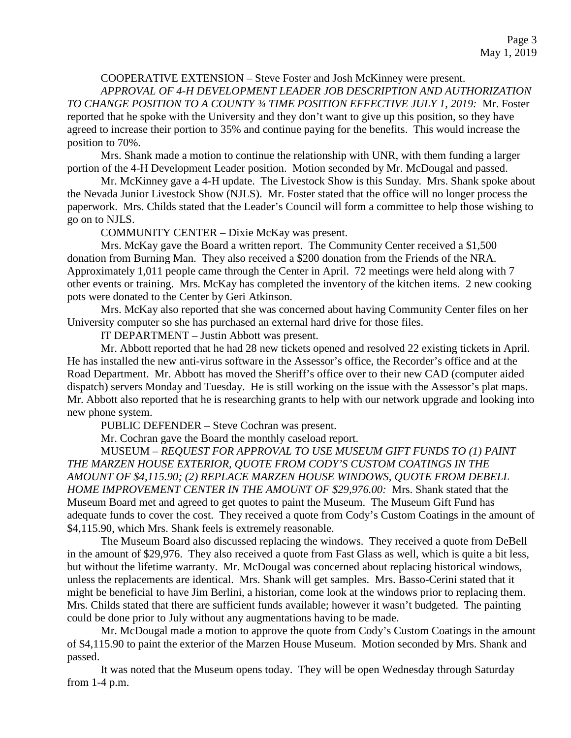COOPERATIVE EXTENSION – Steve Foster and Josh McKinney were present.

*APPROVAL OF 4-H DEVELOPMENT LEADER JOB DESCRIPTION AND AUTHORIZATION TO CHANGE POSITION TO A COUNTY ¾ TIME POSITION EFFECTIVE JULY 1, 2019:* Mr. Foster reported that he spoke with the University and they don't want to give up this position, so they have agreed to increase their portion to 35% and continue paying for the benefits. This would increase the position to 70%.

Mrs. Shank made a motion to continue the relationship with UNR, with them funding a larger portion of the 4-H Development Leader position. Motion seconded by Mr. McDougal and passed.

Mr. McKinney gave a 4-H update. The Livestock Show is this Sunday. Mrs. Shank spoke about the Nevada Junior Livestock Show (NJLS). Mr. Foster stated that the office will no longer process the paperwork. Mrs. Childs stated that the Leader's Council will form a committee to help those wishing to go on to NJLS.

COMMUNITY CENTER – Dixie McKay was present.

Mrs. McKay gave the Board a written report. The Community Center received a $1,500 donation from Burning Man. They also received a $200 donation from the Friends of the NRA. Approximately 1,011 people came through the Center in April. 72 meetings were held along with 7 other events or training. Mrs. McKay has completed the inventory of the kitchen items. 2 new cooking pots were donated to the Center by Geri Atkinson.

Mrs. McKay also reported that she was concerned about having Community Center files on her University computer so she has purchased an external hard drive for those files.

IT DEPARTMENT – Justin Abbott was present.

Mr. Abbott reported that he had 28 new tickets opened and resolved 22 existing tickets in April. He has installed the new anti-virus software in the Assessor's office, the Recorder's office and at the Road Department. Mr. Abbott has moved the Sheriff's office over to their new CAD (computer aided dispatch) servers Monday and Tuesday. He is still working on the issue with the Assessor's plat maps. Mr. Abbott also reported that he is researching grants to help with our network upgrade and looking into new phone system.

PUBLIC DEFENDER – Steve Cochran was present.

Mr. Cochran gave the Board the monthly caseload report.

MUSEUM – *REQUEST FOR APPROVAL TO USE MUSEUM GIFT FUNDS TO (1) PAINT THE MARZEN HOUSE EXTERIOR, QUOTE FROM CODY'S CUSTOM COATINGS IN THE AMOUNT OF $4,115.90; (2) REPLACE MARZEN HOUSE WINDOWS, QUOTE FROM DEBELL HOME IMPROVEMENT CENTER IN THE AMOUNT OF $29,976.00:* Mrs. Shank stated that the Museum Board met and agreed to get quotes to paint the Museum. The Museum Gift Fund has adequate funds to cover the cost. They received a quote from Cody's Custom Coatings in the amount of $4,115.90, which Mrs. Shank feels is extremely reasonable.

The Museum Board also discussed replacing the windows. They received a quote from DeBell in the amount of $29,976. They also received a quote from Fast Glass as well, which is quite a bit less, but without the lifetime warranty. Mr. McDougal was concerned about replacing historical windows, unless the replacements are identical. Mrs. Shank will get samples. Mrs. Basso-Cerini stated that it might be beneficial to have Jim Berlini, a historian, come look at the windows prior to replacing them. Mrs. Childs stated that there are sufficient funds available; however it wasn't budgeted. The painting could be done prior to July without any augmentations having to be made.

Mr. McDougal made a motion to approve the quote from Cody's Custom Coatings in the amount of $4,115.90 to paint the exterior of the Marzen House Museum. Motion seconded by Mrs. Shank and passed.

It was noted that the Museum opens today. They will be open Wednesday through Saturday from 1-4 p.m.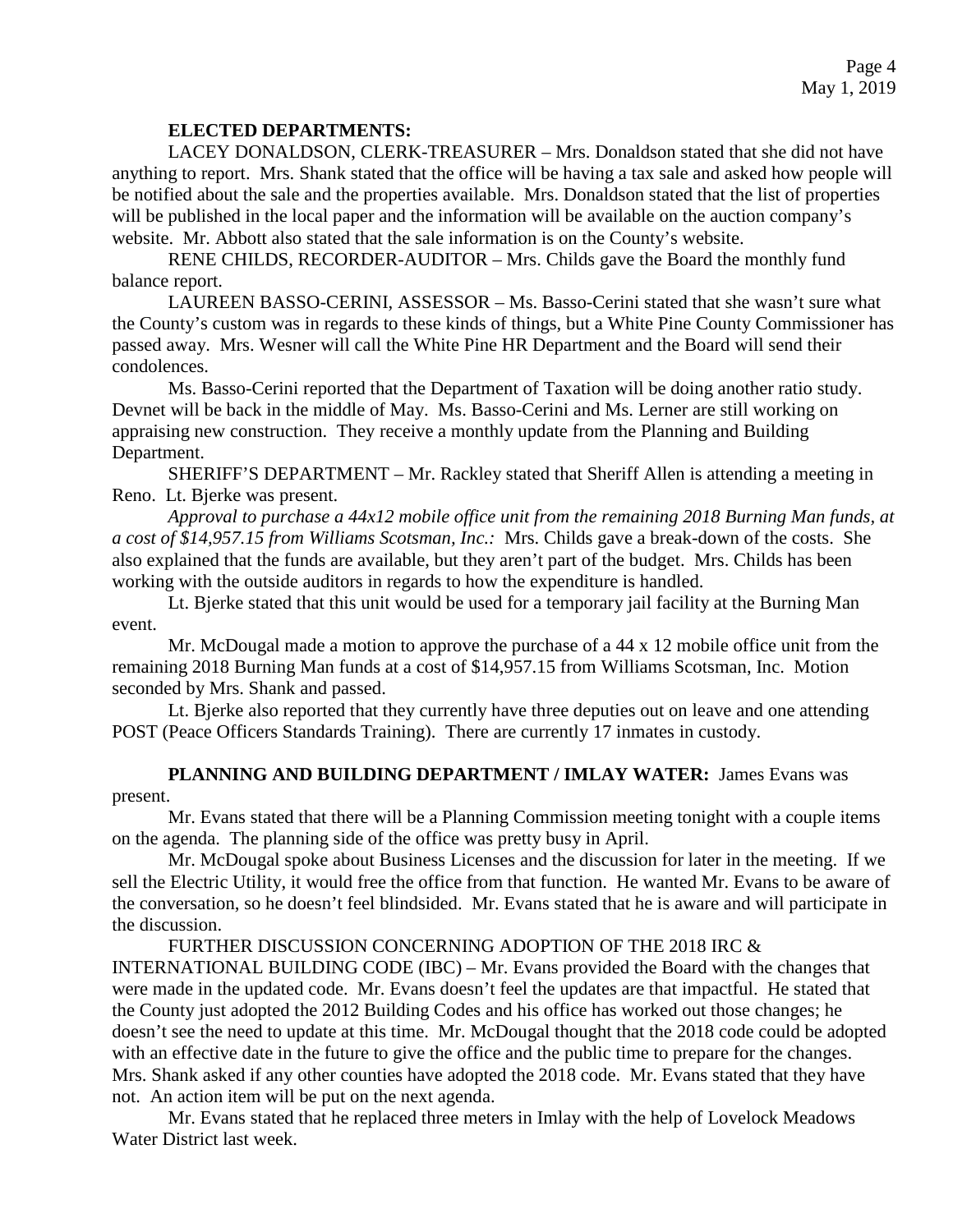**ELECTED DEPARTMENTS:**

LACEY DONALDSON, CLERK-TREASURER – Mrs. Donaldson stated that she did not have anything to report. Mrs. Shank stated that the office will be having a tax sale and asked how people will be notified about the sale and the properties available. Mrs. Donaldson stated that the list of properties will be published in the local paper and the information will be available on the auction company's website. Mr. Abbott also stated that the sale information is on the County's website.

RENE CHILDS, RECORDER-AUDITOR – Mrs. Childs gave the Board the monthly fund balance report.

LAUREEN BASSO-CERINI, ASSESSOR – Ms. Basso-Cerini stated that she wasn't sure what the County's custom was in regards to these kinds of things, but a White Pine County Commissioner has passed away. Mrs. Wesner will call the White Pine HR Department and the Board will send their condolences.

Ms. Basso-Cerini reported that the Department of Taxation will be doing another ratio study. Devnet will be back in the middle of May. Ms. Basso-Cerini and Ms. Lerner are still working on appraising new construction. They receive a monthly update from the Planning and Building Department.

SHERIFF'S DEPARTMENT – Mr. Rackley stated that Sheriff Allen is attending a meeting in Reno. Lt. Bjerke was present.

*Approval to purchase a 44x12 mobile office unit from the remaining 2018 Burning Man funds, at a cost of $14,957.15 from Williams Scotsman, Inc.:* Mrs. Childs gave a break-down of the costs. She also explained that the funds are available, but they aren't part of the budget. Mrs. Childs has been working with the outside auditors in regards to how the expenditure is handled.

Lt. Bjerke stated that this unit would be used for a temporary jail facility at the Burning Man event.

Mr. McDougal made a motion to approve the purchase of a 44 x 12 mobile office unit from the remaining 2018 Burning Man funds at a cost of $14,957.15 from Williams Scotsman, Inc. Motion seconded by Mrs. Shank and passed.

Lt. Bjerke also reported that they currently have three deputies out on leave and one attending POST (Peace Officers Standards Training). There are currently 17 inmates in custody.

**PLANNING AND BUILDING DEPARTMENT / IMLAY WATER:** James Evans was present.

Mr. Evans stated that there will be a Planning Commission meeting tonight with a couple items on the agenda. The planning side of the office was pretty busy in April.

Mr. McDougal spoke about Business Licenses and the discussion for later in the meeting. If we sell the Electric Utility, it would free the office from that function. He wanted Mr. Evans to be aware of the conversation, so he doesn't feel blindsided. Mr. Evans stated that he is aware and will participate in the discussion.

FURTHER DISCUSSION CONCERNING ADOPTION OF THE 2018 IRC & INTERNATIONAL BUILDING CODE (IBC) – Mr. Evans provided the Board with the changes that were made in the updated code. Mr. Evans doesn't feel the updates are that impactful. He stated that the County just adopted the 2012 Building Codes and his office has worked out those changes; he doesn't see the need to update at this time. Mr. McDougal thought that the 2018 code could be adopted with an effective date in the future to give the office and the public time to prepare for the changes. Mrs. Shank asked if any other counties have adopted the 2018 code. Mr. Evans stated that they have not. An action item will be put on the next agenda.

Mr. Evans stated that he replaced three meters in Imlay with the help of Lovelock Meadows Water District last week.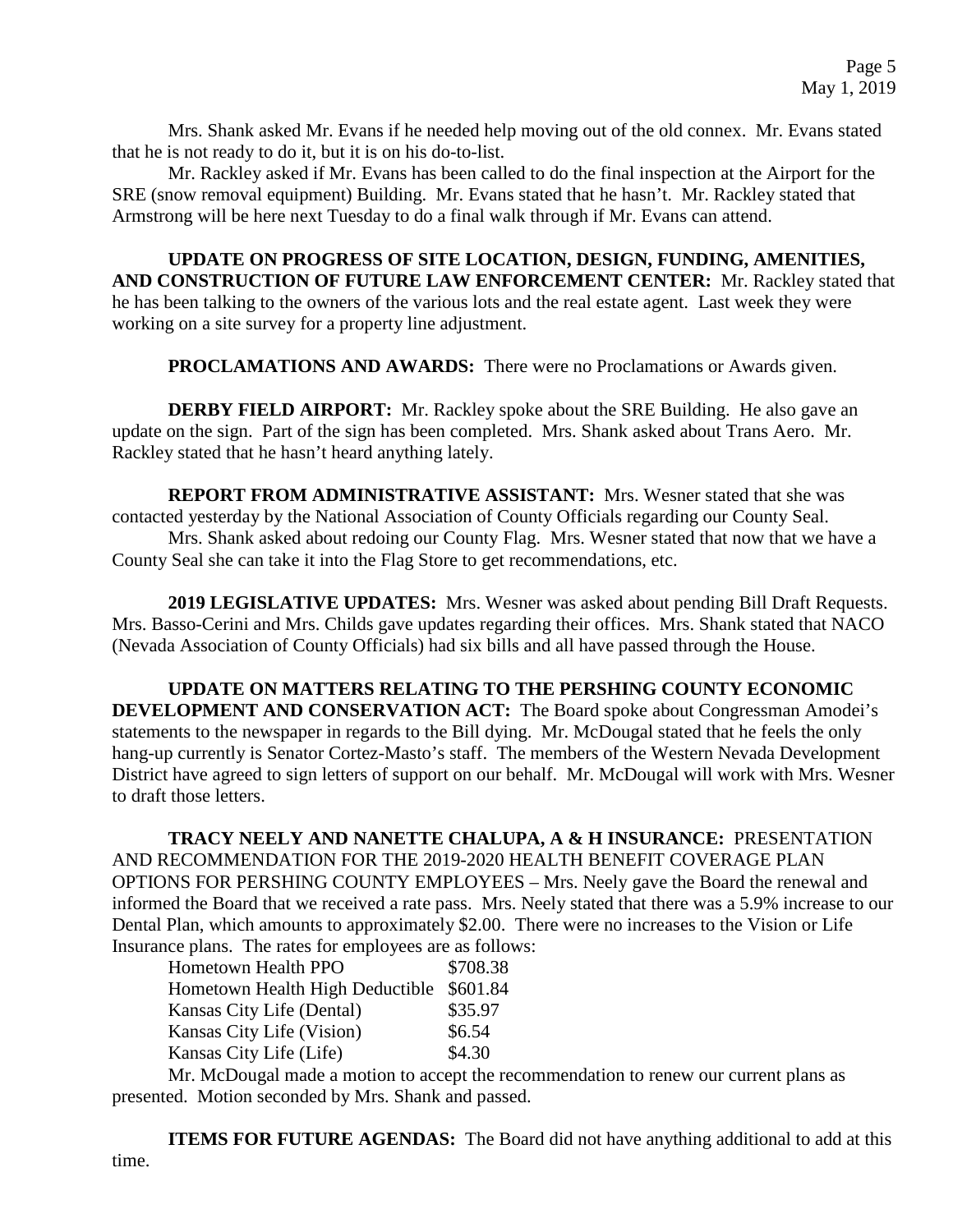Mrs. Shank asked Mr. Evans if he needed help moving out of the old connex. Mr. Evans stated that he is not ready to do it, but it is on his do-to-list.

Mr. Rackley asked if Mr. Evans has been called to do the final inspection at the Airport for the SRE (snow removal equipment) Building. Mr. Evans stated that he hasn't. Mr. Rackley stated that Armstrong will be here next Tuesday to do a final walk through if Mr. Evans can attend.

**UPDATE ON PROGRESS OF SITE LOCATION, DESIGN, FUNDING, AMENITIES, AND CONSTRUCTION OF FUTURE LAW ENFORCEMENT CENTER:** Mr. Rackley stated that he has been talking to the owners of the various lots and the real estate agent. Last week they were working on a site survey for a property line adjustment.

**PROCLAMATIONS AND AWARDS:** There were no Proclamations or Awards given.

**DERBY FIELD AIRPORT:** Mr. Rackley spoke about the SRE Building. He also gave an update on the sign. Part of the sign has been completed. Mrs. Shank asked about Trans Aero. Mr. Rackley stated that he hasn't heard anything lately.

**REPORT FROM ADMINISTRATIVE ASSISTANT:** Mrs. Wesner stated that she was contacted yesterday by the National Association of County Officials regarding our County Seal.

Mrs. Shank asked about redoing our County Flag. Mrs. Wesner stated that now that we have a County Seal she can take it into the Flag Store to get recommendations, etc.

**2019 LEGISLATIVE UPDATES:** Mrs. Wesner was asked about pending Bill Draft Requests. Mrs. Basso-Cerini and Mrs. Childs gave updates regarding their offices. Mrs. Shank stated that NACO (Nevada Association of County Officials) had six bills and all have passed through the House.

**UPDATE ON MATTERS RELATING TO THE PERSHING COUNTY ECONOMIC DEVELOPMENT AND CONSERVATION ACT:** The Board spoke about Congressman Amodei's statements to the newspaper in regards to the Bill dying. Mr. McDougal stated that he feels the only hang-up currently is Senator Cortez-Masto's staff. The members of the Western Nevada Development District have agreed to sign letters of support on our behalf. Mr. McDougal will work with Mrs. Wesner to draft those letters.

**TRACY NEELY AND NANETTE CHALUPA, A & H INSURANCE:** PRESENTATION AND RECOMMENDATION FOR THE 2019-2020 HEALTH BENEFIT COVERAGE PLAN OPTIONS FOR PERSHING COUNTY EMPLOYEES – Mrs. Neely gave the Board the renewal and informed the Board that we received a rate pass. Mrs. Neely stated that there was a 5.9% increase to our Dental Plan, which amounts to approximately $2.00. There were no increases to the Vision or Life Insurance plans. The rates for employees are as follows:

| | |
|---|---|
| Hometown Health PPO | $708.38 |
| Hometown Health High Deductible | $601.84 |
| Kansas City Life (Dental) | $35.97 |
| Kansas City Life (Vision) | $6.54 |
| Kansas City Life (Life) | $4.30 |

Mr. McDougal made a motion to accept the recommendation to renew our current plans as presented. Motion seconded by Mrs. Shank and passed.

**ITEMS FOR FUTURE AGENDAS:** The Board did not have anything additional to add at this time.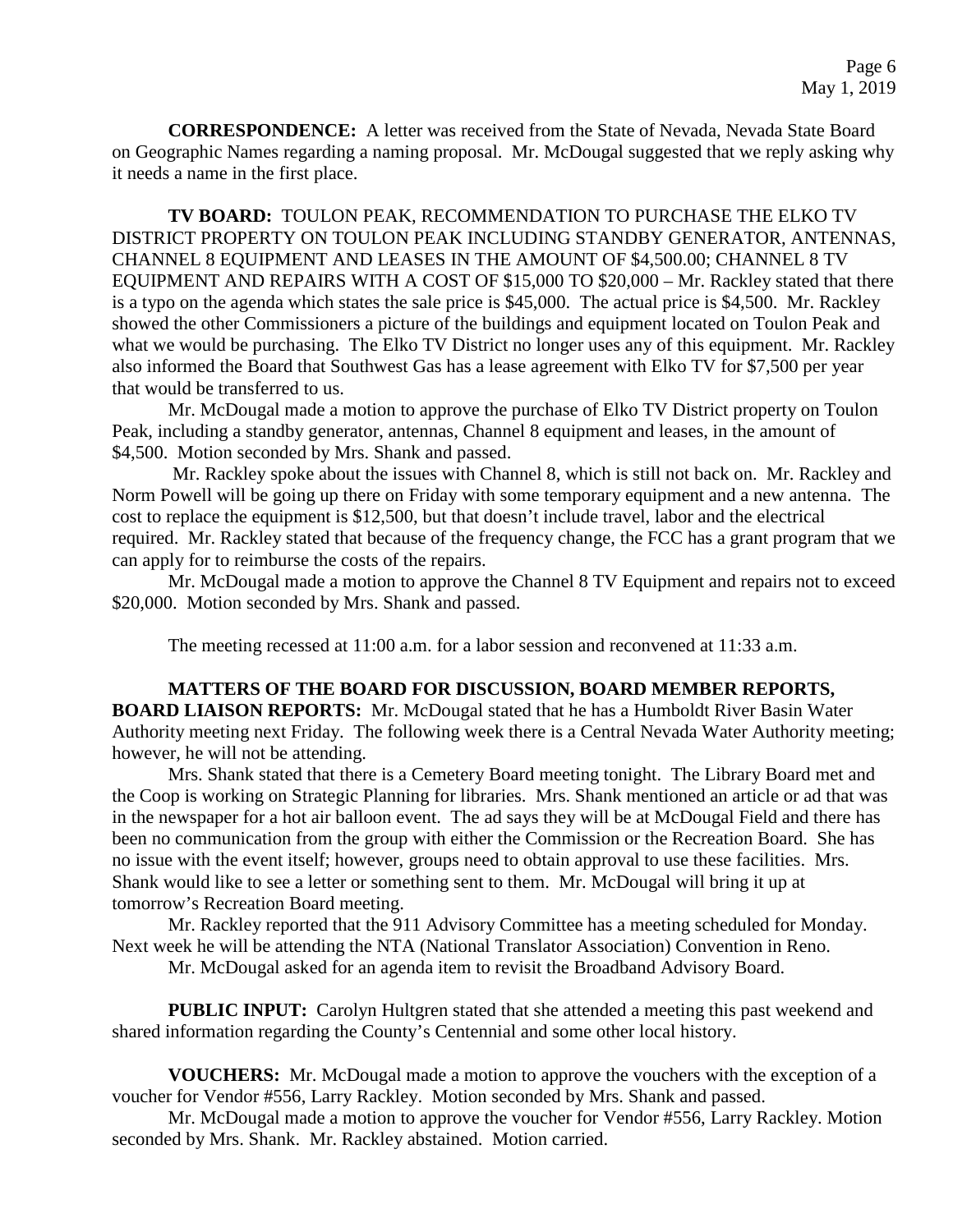**CORRESPONDENCE:** A letter was received from the State of Nevada, Nevada State Board on Geographic Names regarding a naming proposal. Mr. McDougal suggested that we reply asking why it needs a name in the first place.

**TV BOARD:** TOULON PEAK, RECOMMENDATION TO PURCHASE THE ELKO TV DISTRICT PROPERTY ON TOULON PEAK INCLUDING STANDBY GENERATOR, ANTENNAS, CHANNEL 8 EQUIPMENT AND LEASES IN THE AMOUNT OF $4,500.00; CHANNEL 8 TV EQUIPMENT AND REPAIRS WITH A COST OF $15,000 TO $20,000 – Mr. Rackley stated that there is a typo on the agenda which states the sale price is $45,000. The actual price is $4,500. Mr. Rackley showed the other Commissioners a picture of the buildings and equipment located on Toulon Peak and what we would be purchasing. The Elko TV District no longer uses any of this equipment. Mr. Rackley also informed the Board that Southwest Gas has a lease agreement with Elko TV for $7,500 per year that would be transferred to us.

Mr. McDougal made a motion to approve the purchase of Elko TV District property on Toulon Peak, including a standby generator, antennas, Channel 8 equipment and leases, in the amount of $4,500. Motion seconded by Mrs. Shank and passed.

Mr. Rackley spoke about the issues with Channel 8, which is still not back on. Mr. Rackley and Norm Powell will be going up there on Friday with some temporary equipment and a new antenna. The cost to replace the equipment is $12,500, but that doesn't include travel, labor and the electrical required. Mr. Rackley stated that because of the frequency change, the FCC has a grant program that we can apply for to reimburse the costs of the repairs.

Mr. McDougal made a motion to approve the Channel 8 TV Equipment and repairs not to exceed $20,000. Motion seconded by Mrs. Shank and passed.

The meeting recessed at 11:00 a.m. for a labor session and reconvened at 11:33 a.m.

**MATTERS OF THE BOARD FOR DISCUSSION, BOARD MEMBER REPORTS, BOARD LIAISON REPORTS:** Mr. McDougal stated that he has a Humboldt River Basin Water Authority meeting next Friday. The following week there is a Central Nevada Water Authority meeting; however, he will not be attending.

Mrs. Shank stated that there is a Cemetery Board meeting tonight. The Library Board met and the Coop is working on Strategic Planning for libraries. Mrs. Shank mentioned an article or ad that was in the newspaper for a hot air balloon event. The ad says they will be at McDougal Field and there has been no communication from the group with either the Commission or the Recreation Board. She has no issue with the event itself; however, groups need to obtain approval to use these facilities. Mrs. Shank would like to see a letter or something sent to them. Mr. McDougal will bring it up at tomorrow's Recreation Board meeting.

Mr. Rackley reported that the 911 Advisory Committee has a meeting scheduled for Monday. Next week he will be attending the NTA (National Translator Association) Convention in Reno.

Mr. McDougal asked for an agenda item to revisit the Broadband Advisory Board.

**PUBLIC INPUT:** Carolyn Hultgren stated that she attended a meeting this past weekend and shared information regarding the County's Centennial and some other local history.

**VOUCHERS:** Mr. McDougal made a motion to approve the vouchers with the exception of a voucher for Vendor #556, Larry Rackley. Motion seconded by Mrs. Shank and passed.

Mr. McDougal made a motion to approve the voucher for Vendor #556, Larry Rackley. Motion seconded by Mrs. Shank. Mr. Rackley abstained. Motion carried.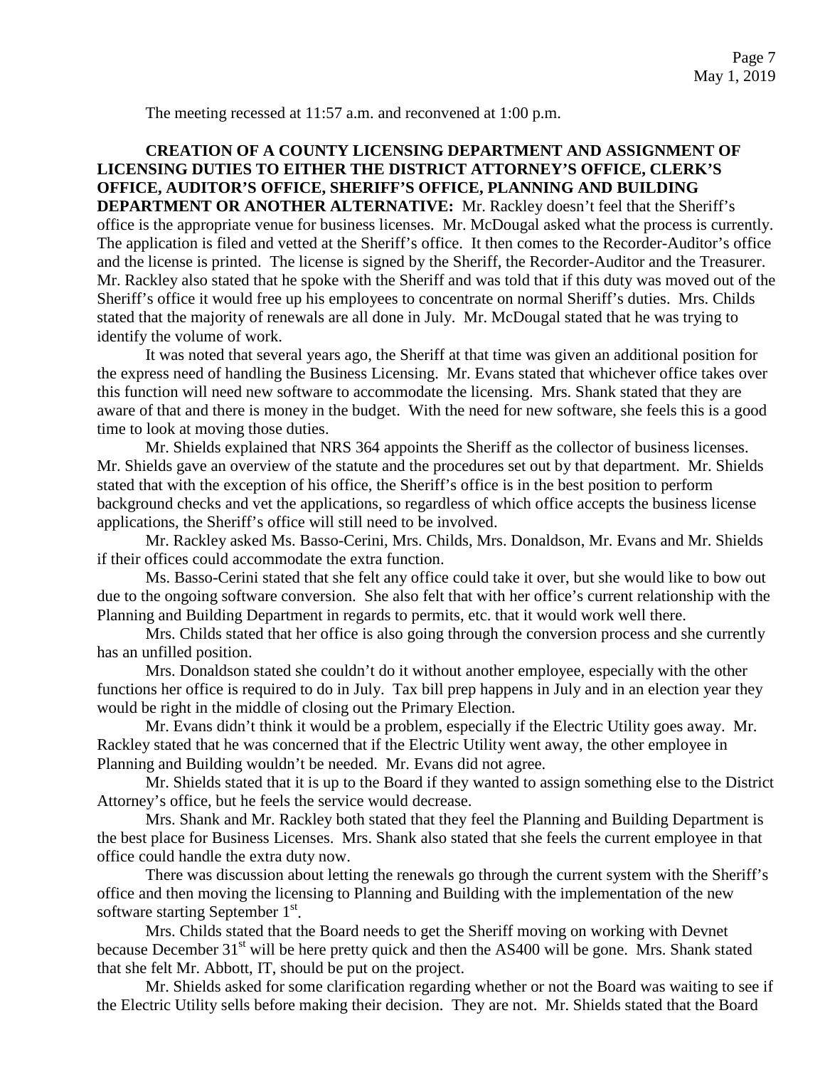The meeting recessed at 11:57 a.m. and reconvened at 1:00 p.m.

**CREATION OF A COUNTY LICENSING DEPARTMENT AND ASSIGNMENT OF LICENSING DUTIES TO EITHER THE DISTRICT ATTORNEY'S OFFICE, CLERK'S OFFICE, AUDITOR'S OFFICE, SHERIFF'S OFFICE, PLANNING AND BUILDING DEPARTMENT OR ANOTHER ALTERNATIVE:** Mr. Rackley doesn't feel that the Sheriff's office is the appropriate venue for business licenses. Mr. McDougal asked what the process is currently. The application is filed and vetted at the Sheriff's office. It then comes to the Recorder-Auditor's office and the license is printed. The license is signed by the Sheriff, the Recorder-Auditor and the Treasurer. Mr. Rackley also stated that he spoke with the Sheriff and was told that if this duty was moved out of the Sheriff's office it would free up his employees to concentrate on normal Sheriff's duties. Mrs. Childs stated that the majority of renewals are all done in July. Mr. McDougal stated that he was trying to identify the volume of work.

It was noted that several years ago, the Sheriff at that time was given an additional position for the express need of handling the Business Licensing. Mr. Evans stated that whichever office takes over this function will need new software to accommodate the licensing. Mrs. Shank stated that they are aware of that and there is money in the budget. With the need for new software, she feels this is a good time to look at moving those duties.

Mr. Shields explained that NRS 364 appoints the Sheriff as the collector of business licenses. Mr. Shields gave an overview of the statute and the procedures set out by that department. Mr. Shields stated that with the exception of his office, the Sheriff's office is in the best position to perform background checks and vet the applications, so regardless of which office accepts the business license applications, the Sheriff's office will still need to be involved.

Mr. Rackley asked Ms. Basso-Cerini, Mrs. Childs, Mrs. Donaldson, Mr. Evans and Mr. Shields if their offices could accommodate the extra function.

Ms. Basso-Cerini stated that she felt any office could take it over, but she would like to bow out due to the ongoing software conversion. She also felt that with her office's current relationship with the Planning and Building Department in regards to permits, etc. that it would work well there.

Mrs. Childs stated that her office is also going through the conversion process and she currently has an unfilled position.

Mrs. Donaldson stated she couldn't do it without another employee, especially with the other functions her office is required to do in July. Tax bill prep happens in July and in an election year they would be right in the middle of closing out the Primary Election.

Mr. Evans didn't think it would be a problem, especially if the Electric Utility goes away. Mr. Rackley stated that he was concerned that if the Electric Utility went away, the other employee in Planning and Building wouldn't be needed. Mr. Evans did not agree.

Mr. Shields stated that it is up to the Board if they wanted to assign something else to the District Attorney's office, but he feels the service would decrease.

Mrs. Shank and Mr. Rackley both stated that they feel the Planning and Building Department is the best place for Business Licenses. Mrs. Shank also stated that she feels the current employee in that office could handle the extra duty now.

There was discussion about letting the renewals go through the current system with the Sheriff's office and then moving the licensing to Planning and Building with the implementation of the new software starting September 1st.

Mrs. Childs stated that the Board needs to get the Sheriff moving on working with Devnet because December 31st will be here pretty quick and then the AS400 will be gone. Mrs. Shank stated that she felt Mr. Abbott, IT, should be put on the project.

Mr. Shields asked for some clarification regarding whether or not the Board was waiting to see if the Electric Utility sells before making their decision. They are not. Mr. Shields stated that the Board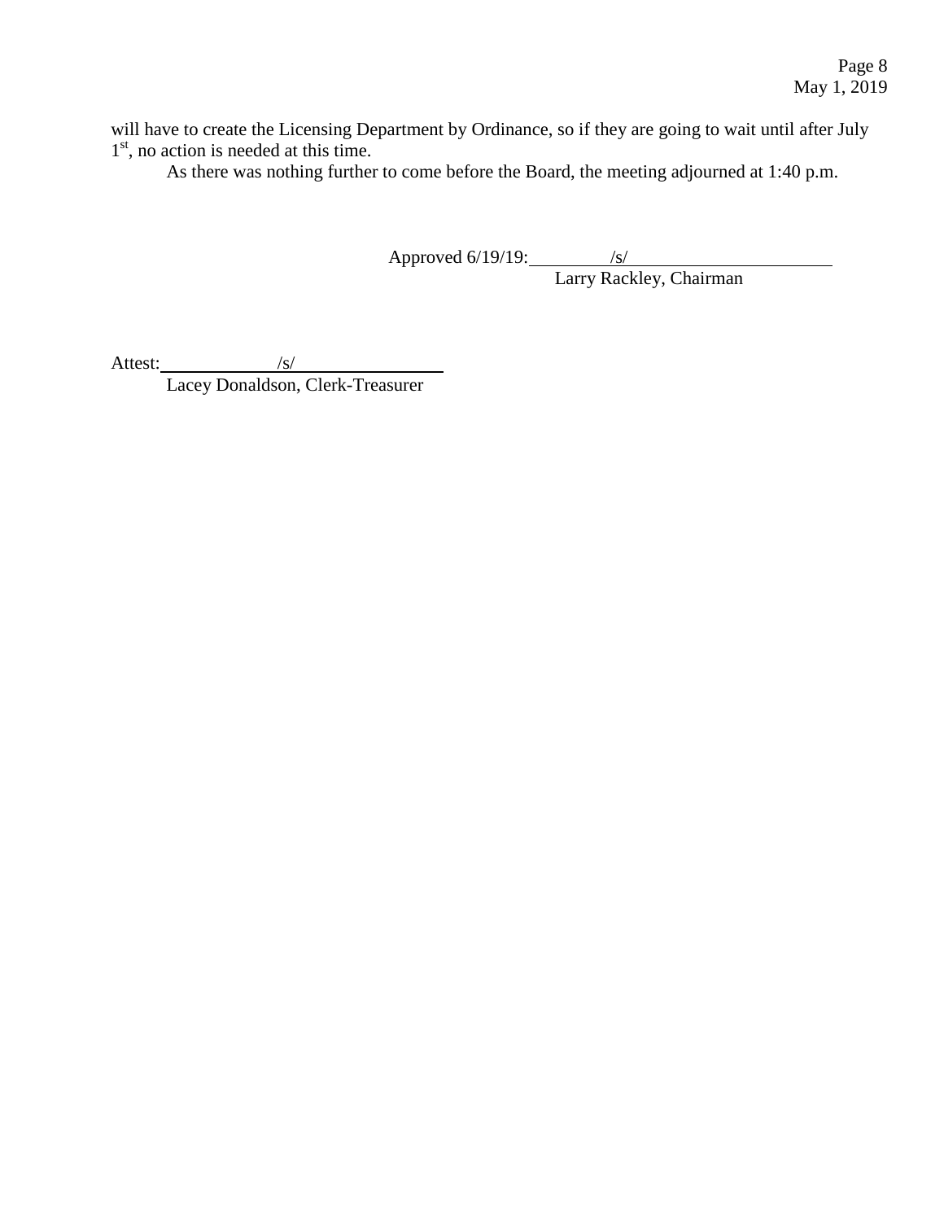will have to create the Licensing Department by Ordinance, so if they are going to wait until after July 1st, no action is needed at this time.

As there was nothing further to come before the Board, the meeting adjourned at 1:40 p.m.

Approved 6/19/19: /s/
Larry Rackley, Chairman

Attest: /s/
Lacey Donaldson, Clerk-Treasurer